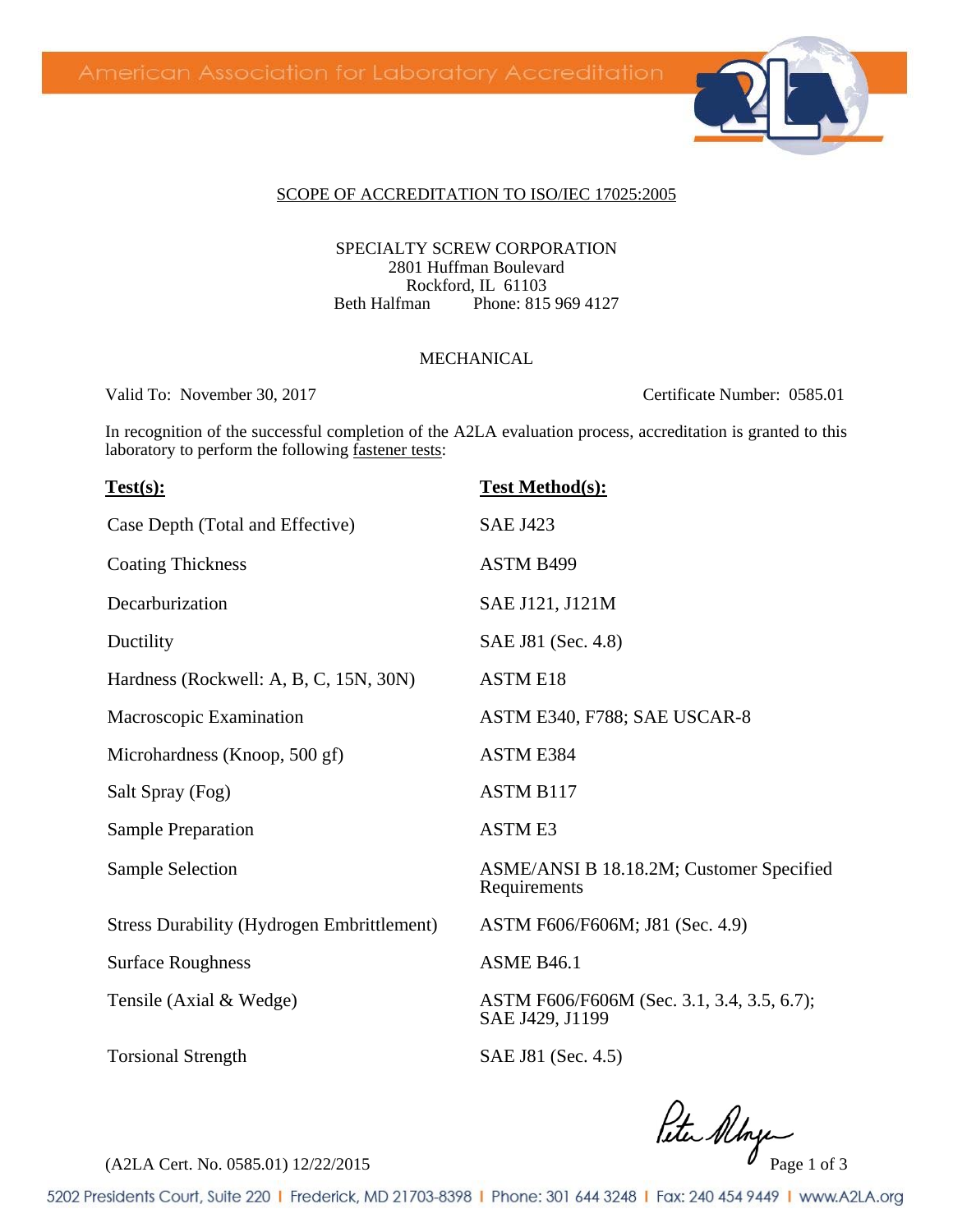American Association for Laboratory Accreditation

## SCOPE OF ACCREDITATION TO ISO/IEC 17025:2005

SPECIALTY SCREW CORPORATION
2801 Huffman Boulevard
Rockford, IL 61103
Beth Halfman Phone: 815 969 4127

MECHANICAL

Valid To: November 30, 2017

Certificate Number: 0585.01

In recognition of the successful completion of the A2LA evaluation process, accreditation is granted to this laboratory to perform the following fastener tests:

| **Test(s):** | **Test Method(s):** |
| --- | --- |
| Case Depth (Total and Effective) | SAE J423 |
| Coating Thickness | ASTM B499 |
| Decarburization | SAE J121, J121M |
| Ductility | SAE J81 (Sec. 4.8) |
| Hardness (Rockwell: A, B, C, 15N, 30N) | ASTM E18 |
| Macroscopic Examination | ASTM E340, F788; SAE USCAR-8 |
| Microhardness (Knoop, 500 gf) | ASTM E384 |
| Salt Spray (Fog) | ASTM B117 |
| Sample Preparation | ASTM E3 |
| Sample Selection | ASME/ANSI B 18.18.2M; Customer Specified Requirements |
| Stress Durability (Hydrogen Embrittlement) | ASTM F606/F606M; J81 (Sec. 4.9) |
| Surface Roughness | ASME B46.1 |
| Tensile (Axial & Wedge) | ASTM F606/F606M (Sec. 3.1, 3.4, 3.5, 6.7); SAE J429, J1199 |
| Torsional Strength | SAE J81 (Sec. 4.5) |

(A2LA Cert. No. 0585.01) 12/22/2015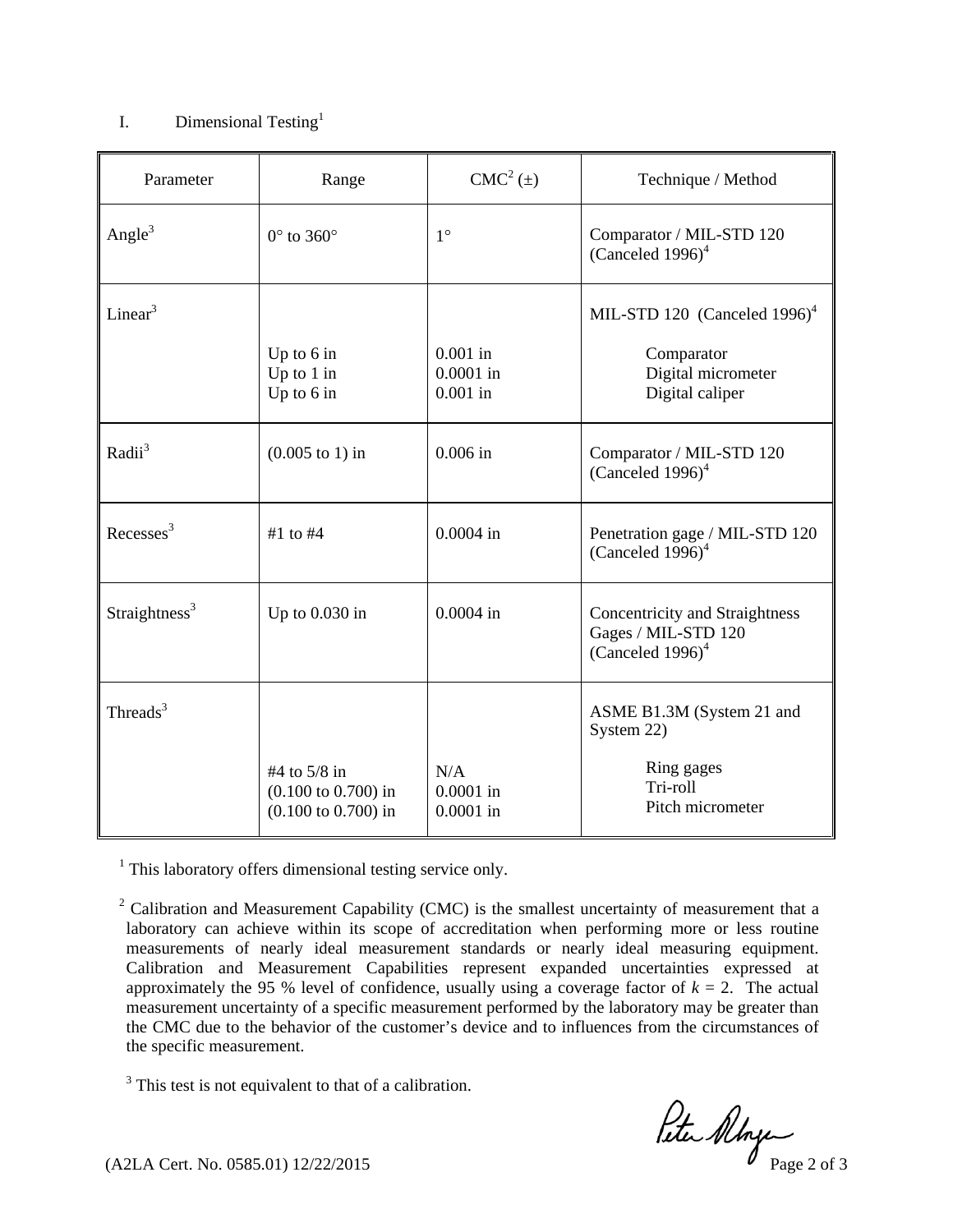## I. Dimensional Testing[1]

| Parameter | Range | CMC[2] (±) | Technique / Method |
|---|---|---|---|
| Angle[3] | 0° to 360° | 1° | Comparator / MIL-STD 120 (Canceled 1996)[4] |
| Linear[3] | | | MIL-STD 120 (Canceled 1996)[4] |
| | Up to 6 in | 0.001 in | Comparator |
| | Up to 1 in | 0.0001 in | Digital micrometer |
| | Up to 6 in | 0.001 in | Digital caliper |
| Radii[3] | (0.005 to 1) in | 0.006 in | Comparator / MIL-STD 120 (Canceled 1996)[4] |
| Recesses[3] | #1 to #4 | 0.0004 in | Penetration gage / MIL-STD 120 (Canceled 1996)[4] |
| Straightness[3] | Up to 0.030 in | 0.0004 in | Concentricity and Straightness Gages / MIL-STD 120 (Canceled 1996)[4] |
| Threads[3] | | | ASME B1.3M (System 21 and System 22) |
| | #4 to 5/8 in | N/A | Ring gages |
| | (0.100 to 0.700) in | 0.0001 in | Tri-roll |
| | (0.100 to 0.700) in | 0.0001 in | Pitch micrometer |

[1] This laboratory offers dimensional testing service only.

[2] Calibration and Measurement Capability (CMC) is the smallest uncertainty of measurement that a laboratory can achieve within its scope of accreditation when performing more or less routine measurements of nearly ideal measurement standards or nearly ideal measuring equipment. Calibration and Measurement Capabilities represent expanded uncertainties expressed at approximately the 95 % level of confidence, usually using a coverage factor of $k = 2$. The actual measurement uncertainty of a specific measurement performed by the laboratory may be greater than the CMC due to the behavior of the customer's device and to influences from the circumstances of the specific measurement.

[3] This test is not equivalent to that of a calibration.

(A2LA Cert. No. 0585.01) 12/22/2015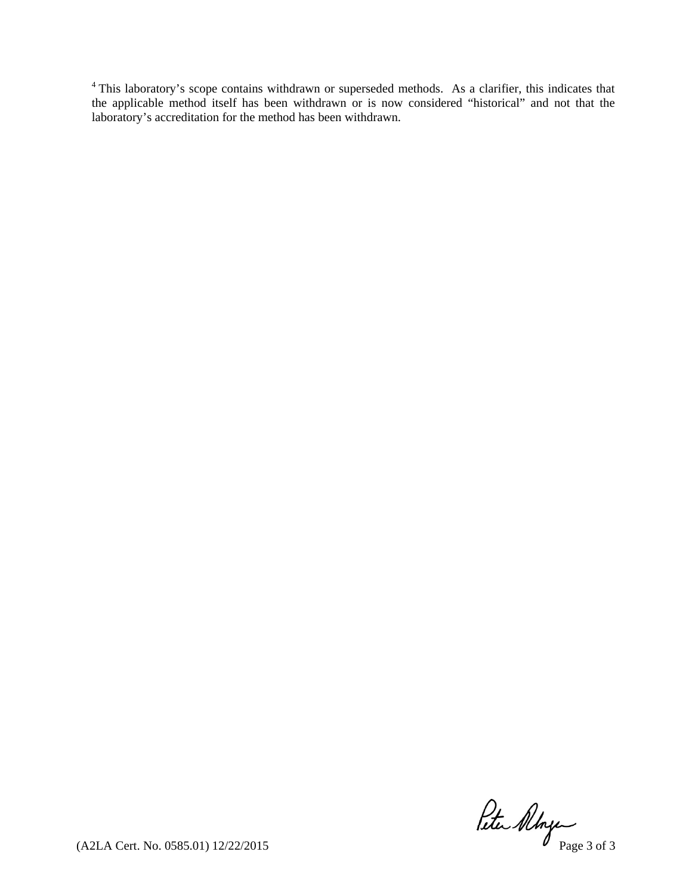[4] This laboratory's scope contains withdrawn or superseded methods. As a clarifier, this indicates that the applicable method itself has been withdrawn or is now considered "historical" and not that the laboratory's accreditation for the method has been withdrawn.

(A2LA Cert. No. 0585.01) 12/22/2015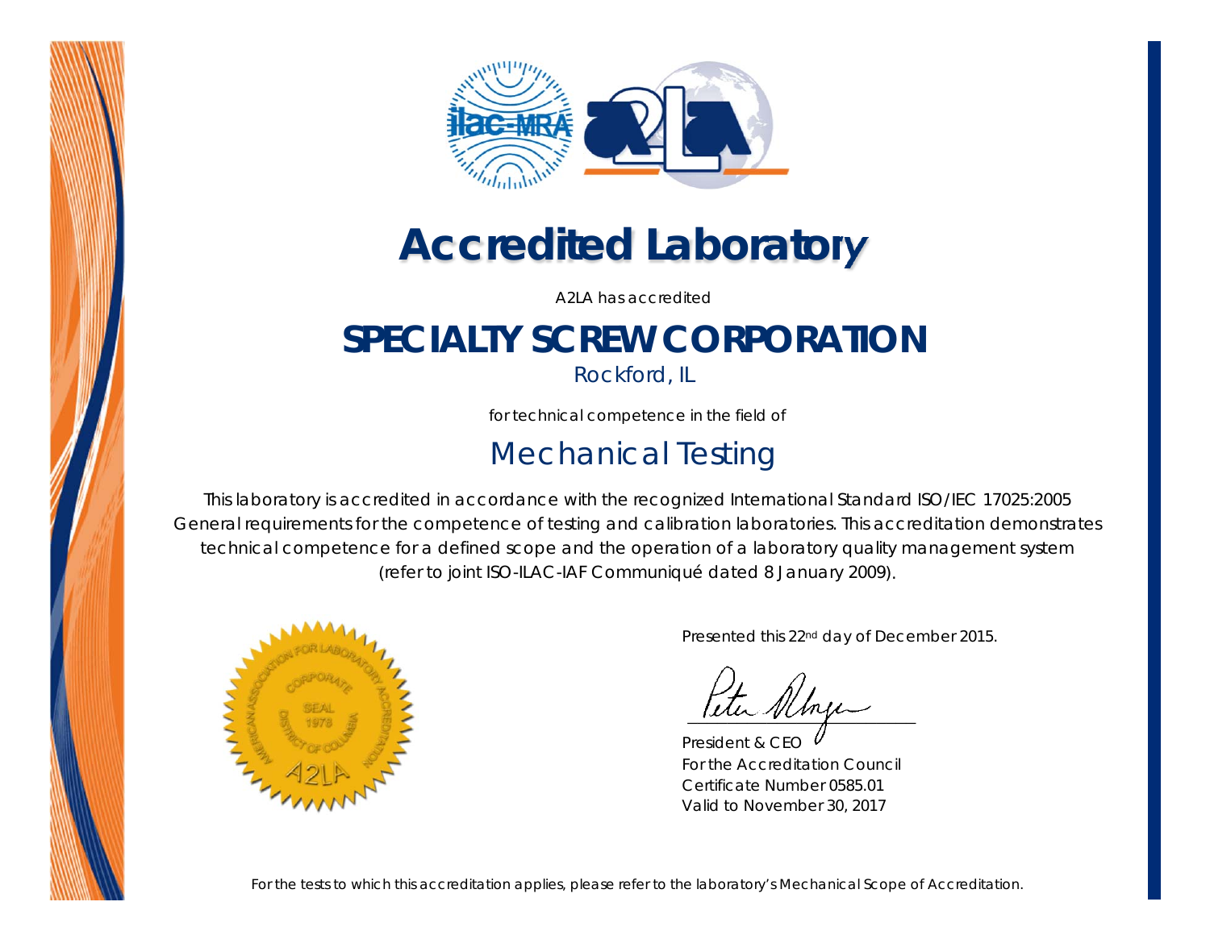# Accredited Laboratory

A2LA has accredited

## SPECIALTY SCREW CORPORATION

Rockford, IL

for technical competence in the field of

## Mechanical Testing

This laboratory is accredited in accordance with the recognized International Standard ISO/IEC 17025:2005 General requirements for the competence of testing and calibration laboratories. This accreditation demonstrates technical competence for a defined scope and the operation of a laboratory quality management system (refer to joint ISO-ILAC-IAF Communiqué dated 8 January 2009).

Presented this 22nd day of December 2015.

President & CEO
For the Accreditation Council
Certificate Number 0585.01
Valid to November 30, 2017

For the tests to which this accreditation applies, please refer to the laboratory's Mechanical Scope of Accreditation.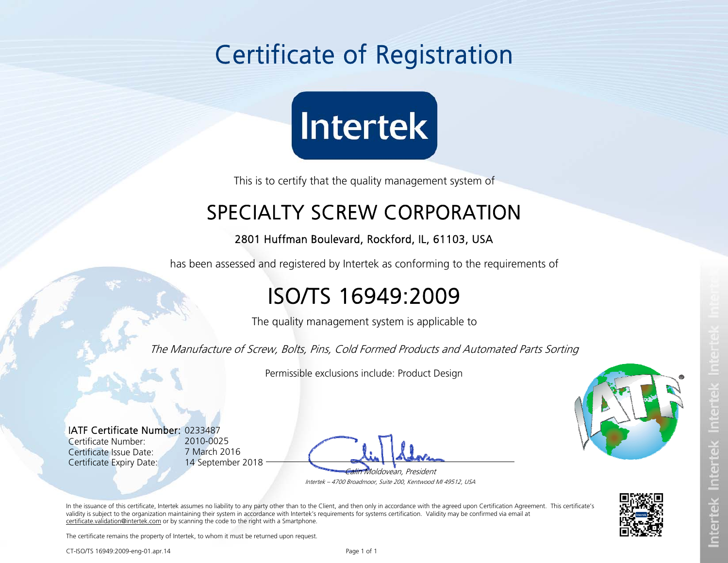# Certificate of Registration

Intertek

This is to certify that the quality management system of

## SPECIALTY SCREW CORPORATION

**2801 Huffman Boulevard, Rockford, IL, 61103, USA**

has been assessed and registered by Intertek as conforming to the requirements of

## ISO/TS 16949:2009

The quality management system is applicable to

*The Manufacture of Screw, Bolts, Pins, Cold Formed Products and Automated Parts Sorting*

Permissible exclusions include: Product Design

IATF Certificate Number: 0233487
Certificate Number: 2010-0025
Certificate Issue Date: 7 March 2016
Certificate Expiry Date: 14 September 2018

*Calin Moldovean, President*
*Intertek – 4700 Broadmoor, Suite 200, Kentwood MI 49512, USA*

In the issuance of this certificate, Intertek assumes no liability to any party other than to the Client, and then only in accordance with the agreed upon Certification Agreement. This certificate's validity is subject to the organization maintaining their system in accordance with Intertek's requirements for systems certification. Validity may be confirmed via email at certificate.validation@intertek.com or by scanning the code to the right with a Smartphone.

The certificate remains the property of Intertek, to whom it must be returned upon request.

CT-ISO/TS 16949:2009-eng-01.apr.14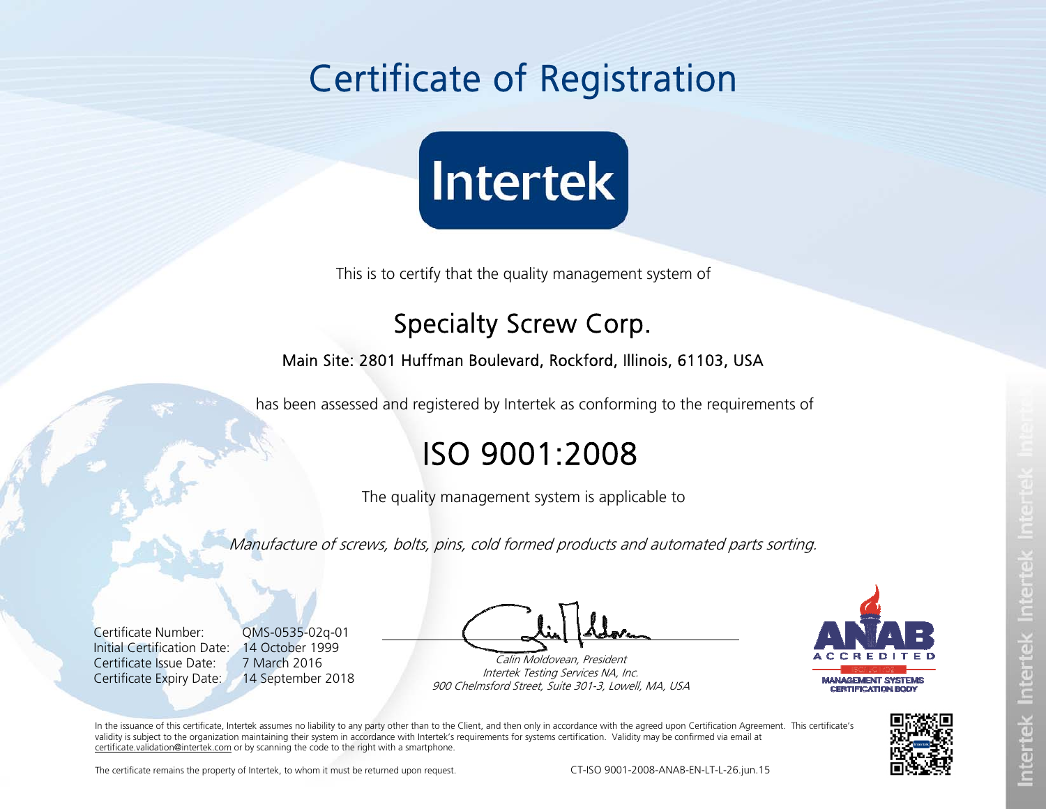# Certificate of Registration

Intertek

This is to certify that the quality management system of

## Specialty Screw Corp.

Main Site: 2801 Huffman Boulevard, Rockford, Illinois, 61103, USA

has been assessed and registered by Intertek as conforming to the requirements of

## ISO 9001:2008

The quality management system is applicable to

*Manufacture of screws, bolts, pins, cold formed products and automated parts sorting.*

| | |
|---|---|
| Certificate Number: | QMS-0535-02q-01 |
| Initial Certification Date: | 14 October 1999 |
| Certificate Issue Date: | 7 March 2016 |
| Certificate Expiry Date: | 14 September 2018 |

*Calin Moldovean, President*
*Intertek Testing Services NA, Inc.*
*900 Chelmsford Street, Suite 301-3, Lowell, MA, USA*

ANAB ACCREDITED
ISO/IEC 17021
MANAGEMENT SYSTEMS CERTIFICATION BODY

In the issuance of this certificate, Intertek assumes no liability to any party other than to the Client, and then only in accordance with the agreed upon Certification Agreement. This certificate's validity is subject to the organization maintaining their system in accordance with Intertek's requirements for systems certification. Validity may be confirmed via email at certificate.validation@intertek.com or by scanning the code to the right with a smartphone.

The certificate remains the property of Intertek, to whom it must be returned upon request.

CT-ISO 9001-2008-ANAB-EN-LT-L-26.jun.15